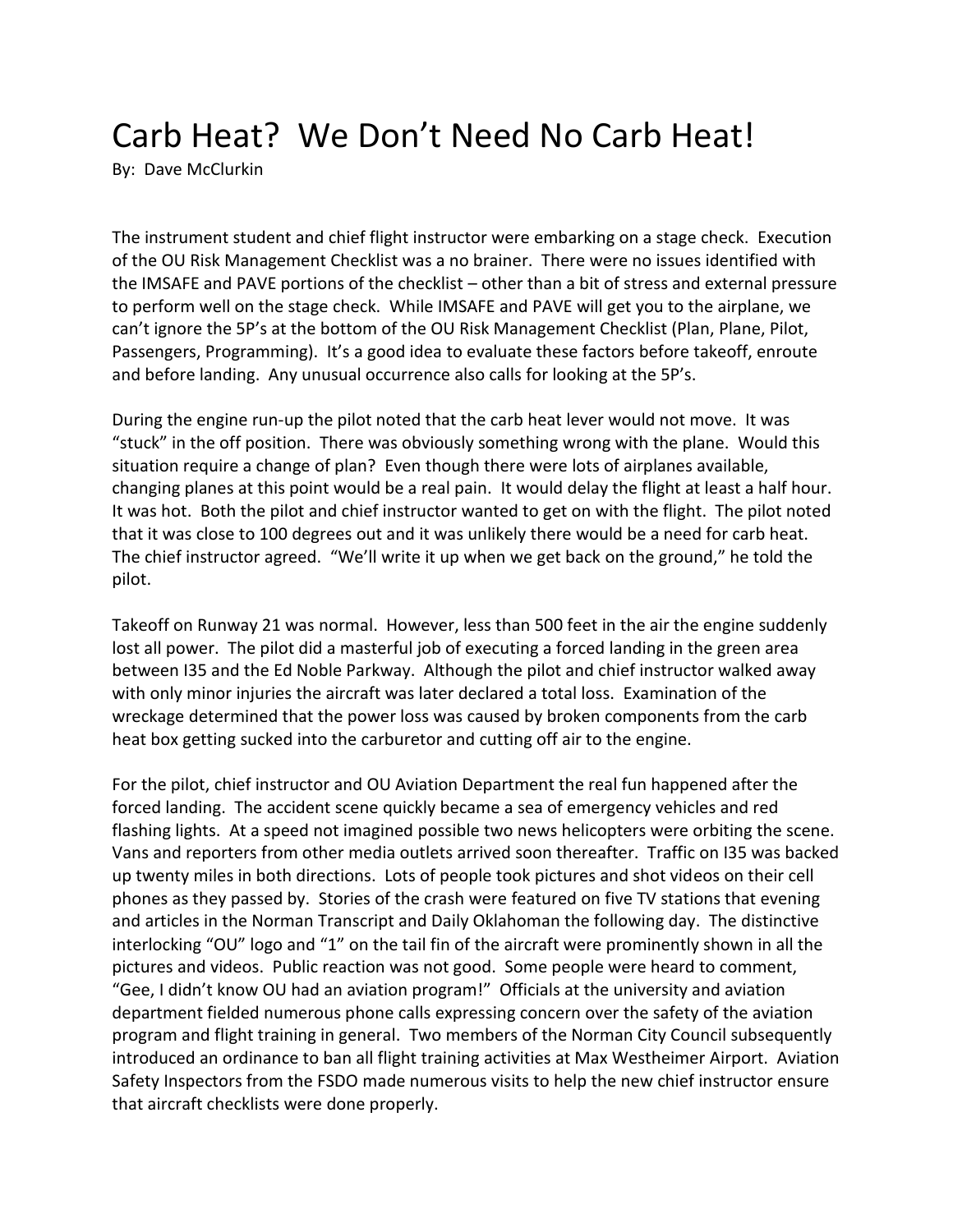# Carb Heat? We Don't Need No Carb Heat!

By: Dave McClurkin

The instrument student and chief flight instructor were embarking on a stage check. Execution of the OU Risk Management Checklist was a no brainer. There were no issues identified with the IMSAFE and PAVE portions of the checklist – other than a bit of stress and external pressure to perform well on the stage check. While IMSAFE and PAVE will get you to the airplane, we can't ignore the 5P's at the bottom of the OU Risk Management Checklist (Plan, Plane, Pilot, Passengers, Programming). It's a good idea to evaluate these factors before takeoff, enroute and before landing. Any unusual occurrence also calls for looking at the 5P's.

During the engine run-up the pilot noted that the carb heat lever would not move. It was "stuck" in the off position. There was obviously something wrong with the plane. Would this situation require a change of plan? Even though there were lots of airplanes available, changing planes at this point would be a real pain. It would delay the flight at least a half hour. It was hot. Both the pilot and chief instructor wanted to get on with the flight. The pilot noted that it was close to 100 degrees out and it was unlikely there would be a need for carb heat. The chief instructor agreed. "We'll write it up when we get back on the ground," he told the pilot.

Takeoff on Runway 21 was normal. However, less than 500 feet in the air the engine suddenly lost all power. The pilot did a masterful job of executing a forced landing in the green area between I35 and the Ed Noble Parkway. Although the pilot and chief instructor walked away with only minor injuries the aircraft was later declared a total loss. Examination of the wreckage determined that the power loss was caused by broken components from the carb heat box getting sucked into the carburetor and cutting off air to the engine.

For the pilot, chief instructor and OU Aviation Department the real fun happened after the forced landing. The accident scene quickly became a sea of emergency vehicles and red flashing lights. At a speed not imagined possible two news helicopters were orbiting the scene. Vans and reporters from other media outlets arrived soon thereafter. Traffic on I35 was backed up twenty miles in both directions. Lots of people took pictures and shot videos on their cell phones as they passed by. Stories of the crash were featured on five TV stations that evening and articles in the Norman Transcript and Daily Oklahoman the following day. The distinctive interlocking "OU" logo and "1" on the tail fin of the aircraft were prominently shown in all the pictures and videos. Public reaction was not good. Some people were heard to comment, "Gee, I didn't know OU had an aviation program!" Officials at the university and aviation department fielded numerous phone calls expressing concern over the safety of the aviation program and flight training in general. Two members of the Norman City Council subsequently introduced an ordinance to ban all flight training activities at Max Westheimer Airport. Aviation Safety Inspectors from the FSDO made numerous visits to help the new chief instructor ensure that aircraft checklists were done properly.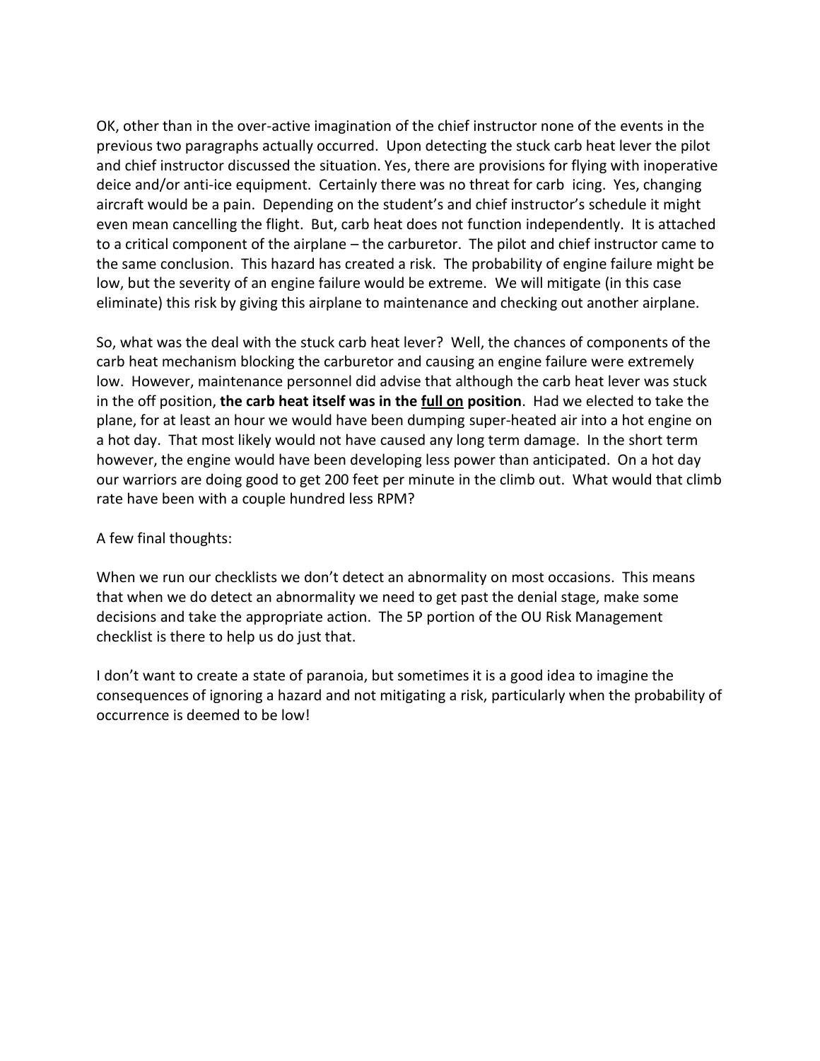OK, other than in the over-active imagination of the chief instructor none of the events in the previous two paragraphs actually occurred. Upon detecting the stuck carb heat lever the pilot and chief instructor discussed the situation. Yes, there are provisions for flying with inoperative deice and/or anti-ice equipment. Certainly there was no threat for carb icing. Yes, changing aircraft would be a pain. Depending on the student's and chief instructor's schedule it might even mean cancelling the flight. But, carb heat does not function independently. It is attached to a critical component of the airplane – the carburetor. The pilot and chief instructor came to the same conclusion. This hazard has created a risk. The probability of engine failure might be low, but the severity of an engine failure would be extreme. We will mitigate (in this case eliminate) this risk by giving this airplane to maintenance and checking out another airplane.

So, what was the deal with the stuck carb heat lever? Well, the chances of components of the carb heat mechanism blocking the carburetor and causing an engine failure were extremely low. However, maintenance personnel did advise that although the carb heat lever was stuck in the off position, **the carb heat itself was in the <u>full on</u> position**. Had we elected to take the plane, for at least an hour we would have been dumping super-heated air into a hot engine on a hot day. That most likely would not have caused any long term damage. In the short term however, the engine would have been developing less power than anticipated. On a hot day our warriors are doing good to get 200 feet per minute in the climb out. What would that climb rate have been with a couple hundred less RPM?

A few final thoughts:

When we run our checklists we don't detect an abnormality on most occasions. This means that when we do detect an abnormality we need to get past the denial stage, make some decisions and take the appropriate action. The 5P portion of the OU Risk Management checklist is there to help us do just that.

I don't want to create a state of paranoia, but sometimes it is a good idea to imagine the consequences of ignoring a hazard and not mitigating a risk, particularly when the probability of occurrence is deemed to be low!